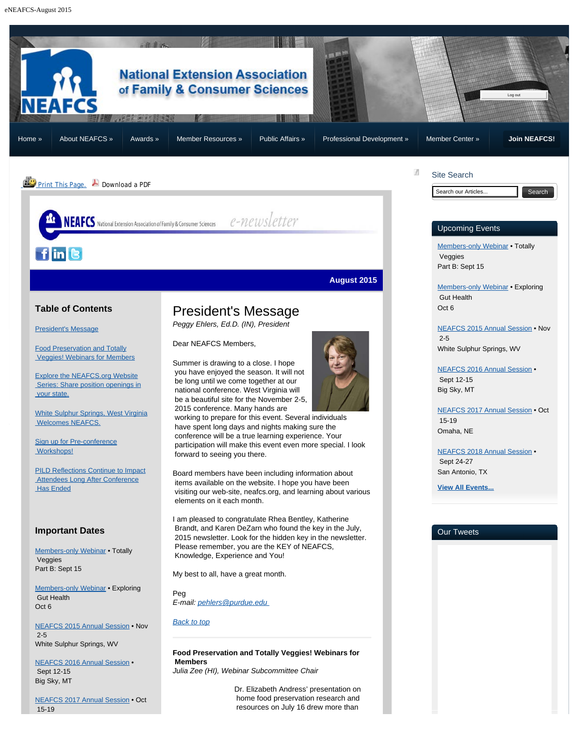eNEAFCS-August 2015

National Extension Association of Family & Consumer Sciences

Log out

Home » | About NEAFCS » | Awards » | Member Resources » | Public Affairs » | Professional Development » | Member Center » | Join NEAFCS!

Print This Page. Download a PDF

NEAFCS National Extension Association of Family & Consumer Sciences e-newsletter

**August 2015**

## Table of Contents

President's Message

Food Preservation and Totally Veggies! Webinars for Members

Explore the NEAFCS.org Website Series: Share position openings in your state.

White Sulphur Springs, West Virginia Welcomes NEAFCS.

Sign up for Pre-conference Workshops!

PILD Reflections Continue to Impact Attendees Long After Conference Has Ended

## Important Dates

Members-only Webinar • Totally Veggies
Part B: Sept 15

Members-only Webinar • Exploring Gut Health
Oct 6

NEAFCS 2015 Annual Session • Nov 2-5
White Sulphur Springs, WV

NEAFCS 2016 Annual Session • Sept 12-15
Big Sky, MT

NEAFCS 2017 Annual Session • Oct 15-19

# President's Message

*Peggy Ehlers, Ed.D. (IN), President*

Dear NEAFCS Members,

Summer is drawing to a close. I hope you have enjoyed the season. It will not be long until we come together at our national conference. West Virginia will be a beautiful site for the November 2-5, 2015 conference. Many hands are working to prepare for this event. Several individuals have spent long days and nights making sure the conference will be a true learning experience. Your participation will make this event even more special. I look forward to seeing you there.

Board members have been including information about items available on the website. I hope you have been visiting our web-site, neafcs.org, and learning about various elements on it each month.

I am pleased to congratulate Rhea Bentley, Katherine Brandt, and Karen DeZarn who found the key in the July, 2015 newsletter. Look for the hidden key in the newsletter. Please remember, you are the KEY of NEAFCS, Knowledge, Experience and You!

My best to all, have a great month.

Peg
*E-mail: pehlers@purdue.edu*

*Back to top*

**Food Preservation and Totally Veggies! Webinars for Members**
*Julia Zee (HI), Webinar Subcommittee Chair*

Dr. Elizabeth Andress' presentation on home food preservation research and resources on July 16 drew more than

Site Search

Search our Articles... Search

## Upcoming Events

Members-only Webinar • Totally Veggies
Part B: Sept 15

Members-only Webinar • Exploring Gut Health
Oct 6

NEAFCS 2015 Annual Session • Nov 2-5
White Sulphur Springs, WV

NEAFCS 2016 Annual Session • Sept 12-15
Big Sky, MT

NEAFCS 2017 Annual Session • Oct 15-19
Omaha, NE

NEAFCS 2018 Annual Session • Sept 24-27
San Antonio, TX

**View All Events...**

## Our Tweets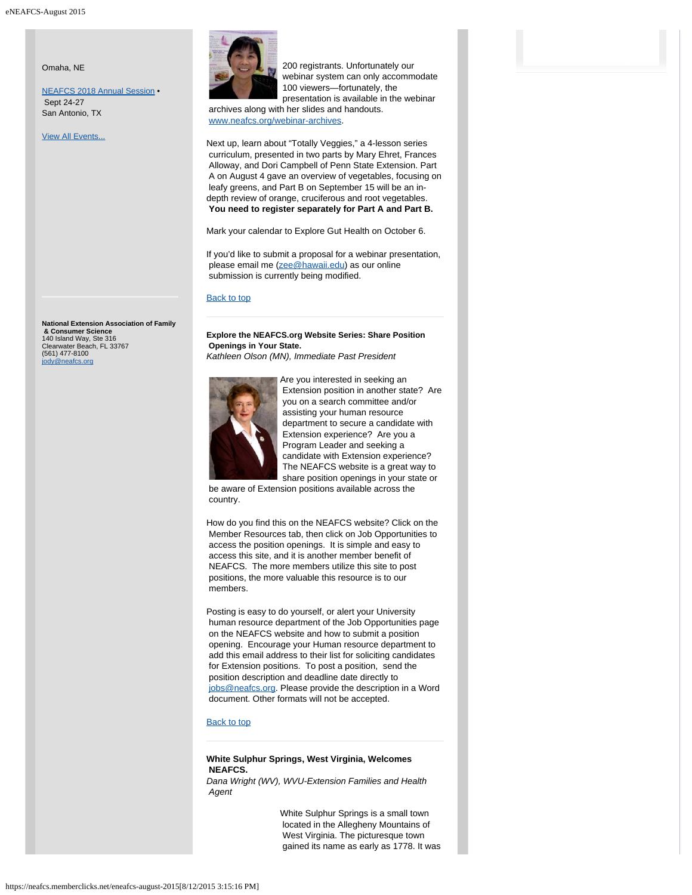Omaha, NE

[NEAFCS 2018 Annual Session](#) • Sept 24-27
San Antonio, TX

[View All Events...](#)

**National Extension Association of Family & Consumer Science**
140 Island Way, Ste 316
Clearwater Beach, FL 33767
(561) 477-8100
[jody@neafcs.org](mailto:jody@neafcs.org)

200 registrants. Unfortunately our webinar system can only accommodate 100 viewers—fortunately, the presentation is available in the webinar archives along with her slides and handouts. [www.neafcs.org/webinar-archives](http://www.neafcs.org/webinar-archives).

Next up, learn about "Totally Veggies," a 4-lesson series curriculum, presented in two parts by Mary Ehret, Frances Alloway, and Dori Campbell of Penn State Extension. Part A on August 4 gave an overview of vegetables, focusing on leafy greens, and Part B on September 15 will be an in-depth review of orange, cruciferous and root vegetables. **You need to register separately for Part A and Part B.**

Mark your calendar to Explore Gut Health on October 6.

If you'd like to submit a proposal for a webinar presentation, please email me ([zee@hawaii.edu](mailto:zee@hawaii.edu)) as our online submission is currently being modified.

[Back to top](#)

**Explore the NEAFCS.org Website Series: Share Position Openings in Your State.**
*Kathleen Olson (MN), Immediate Past President*

Are you interested in seeking an Extension position in another state? Are you on a search committee and/or assisting your human resource department to secure a candidate with Extension experience? Are you a Program Leader and seeking a candidate with Extension experience? The NEAFCS website is a great way to share position openings in your state or be aware of Extension positions available across the country.

How do you find this on the NEAFCS website? Click on the Member Resources tab, then click on Job Opportunities to access the position openings. It is simple and easy to access this site, and it is another member benefit of NEAFCS. The more members utilize this site to post positions, the more valuable this resource is to our members.

Posting is easy to do yourself, or alert your University human resource department of the Job Opportunities page on the NEAFCS website and how to submit a position opening. Encourage your Human resource department to add this email address to their list for soliciting candidates for Extension positions. To post a position, send the position description and deadline date directly to [jobs@neafcs.org](mailto:jobs@neafcs.org). Please provide the description in a Word document. Other formats will not be accepted.

[Back to top](#)

**White Sulphur Springs, West Virginia, Welcomes NEAFCS.**
*Dana Wright (WV), WVU-Extension Families and Health Agent*

White Sulphur Springs is a small town located in the Allegheny Mountains of West Virginia. The picturesque town gained its name as early as 1778. It was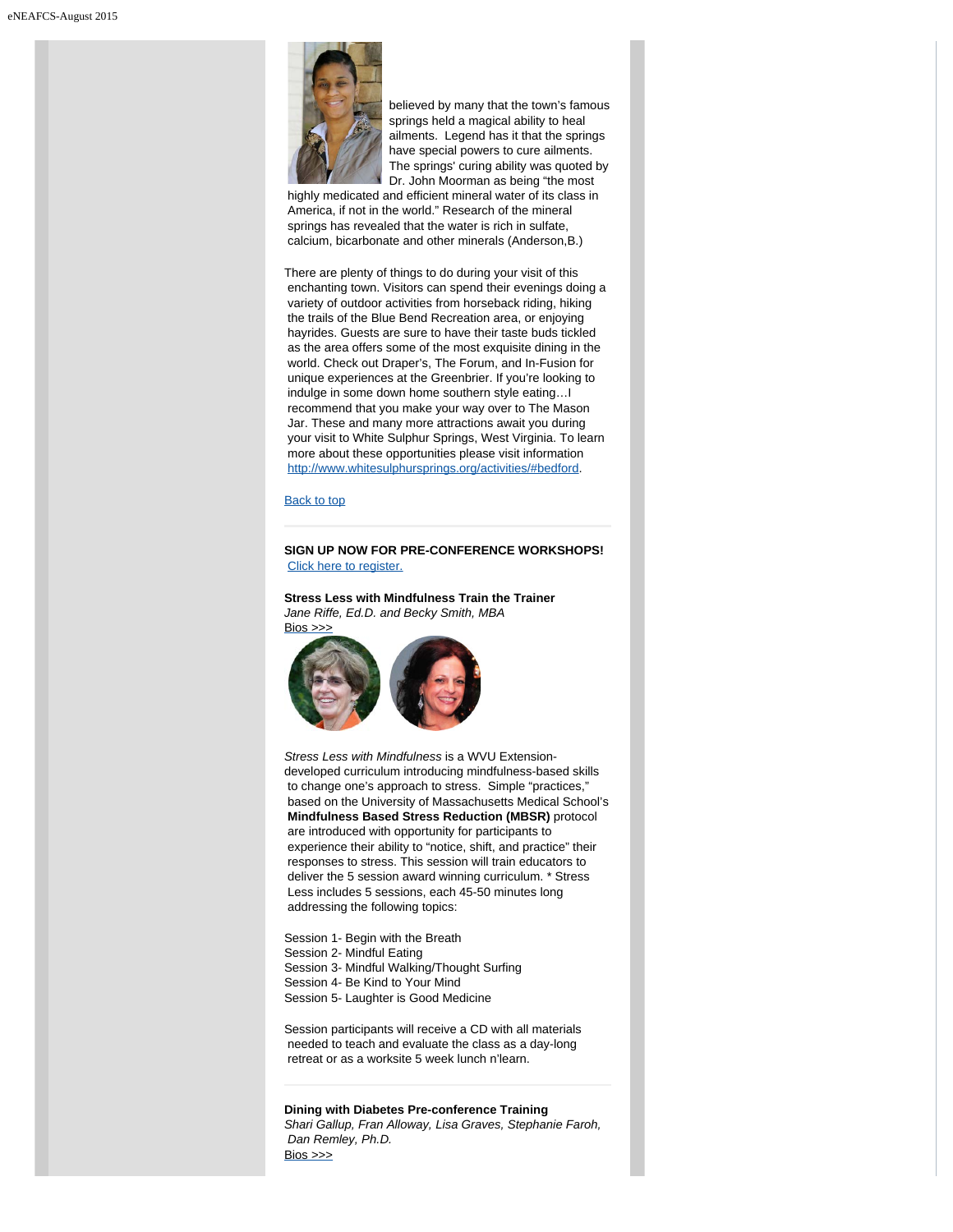believed by many that the town's famous springs held a magical ability to heal ailments. Legend has it that the springs have special powers to cure ailments. The springs' curing ability was quoted by Dr. John Moorman as being "the most highly medicated and efficient mineral water of its class in America, if not in the world." Research of the mineral springs has revealed that the water is rich in sulfate, calcium, bicarbonate and other minerals (Anderson,B.)

There are plenty of things to do during your visit of this enchanting town. Visitors can spend their evenings doing a variety of outdoor activities from horseback riding, hiking the trails of the Blue Bend Recreation area, or enjoying hayrides. Guests are sure to have their taste buds tickled as the area offers some of the most exquisite dining in the world. Check out Draper's, The Forum, and In-Fusion for unique experiences at the Greenbrier. If you're looking to indulge in some down home southern style eating…I recommend that you make your way over to The Mason Jar. These and many more attractions await you during your visit to White Sulphur Springs, West Virginia. To learn more about these opportunities please visit information http://www.whitesulphursprings.org/activities/#bedford.

Back to top

---

**SIGN UP NOW FOR PRE-CONFERENCE WORKSHOPS!**
Click here to register.

**Stress Less with Mindfulness Train the Trainer**
*Jane Riffe, Ed.D. and Becky Smith, MBA*
Bios >>>

*Stress Less with Mindfulness* is a WVU Extension-developed curriculum introducing mindfulness-based skills to change one's approach to stress. Simple "practices," based on the University of Massachusetts Medical School's **Mindfulness Based Stress Reduction (MBSR)** protocol are introduced with opportunity for participants to experience their ability to "notice, shift, and practice" their responses to stress. This session will train educators to deliver the 5 session award winning curriculum. * Stress Less includes 5 sessions, each 45-50 minutes long addressing the following topics:

Session 1- Begin with the Breath
Session 2- Mindful Eating
Session 3- Mindful Walking/Thought Surfing
Session 4- Be Kind to Your Mind
Session 5- Laughter is Good Medicine

Session participants will receive a CD with all materials needed to teach and evaluate the class as a day-long retreat or as a worksite 5 week lunch n'learn.

---

**Dining with Diabetes Pre-conference Training**
*Shari Gallup, Fran Alloway, Lisa Graves, Stephanie Faroh, Dan Remley, Ph.D.*
Bios >>>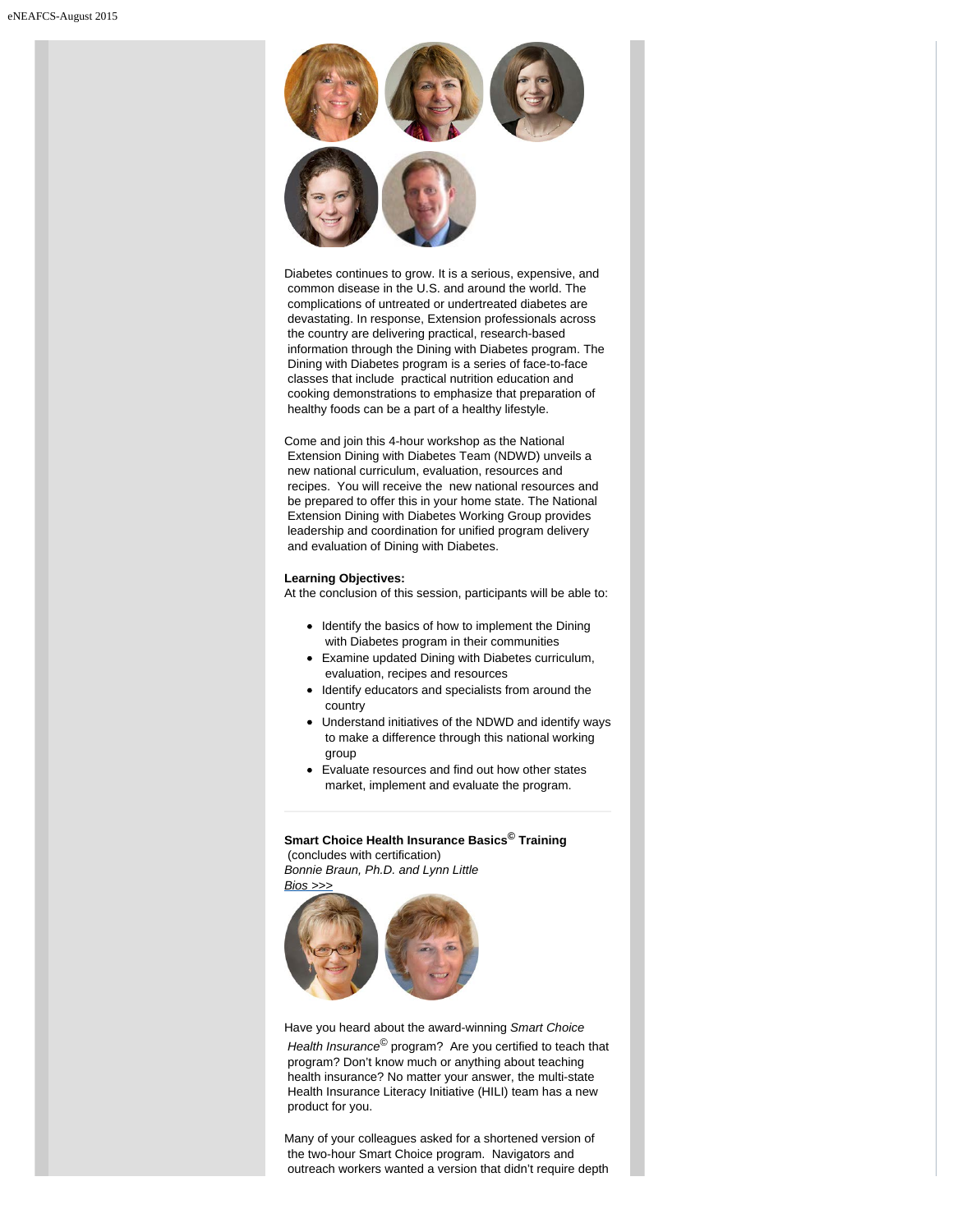Diabetes continues to grow. It is a serious, expensive, and common disease in the U.S. and around the world. The complications of untreated or undertreated diabetes are devastating. In response, Extension professionals across the country are delivering practical, research-based information through the Dining with Diabetes program. The Dining with Diabetes program is a series of face-to-face classes that include practical nutrition education and cooking demonstrations to emphasize that preparation of healthy foods can be a part of a healthy lifestyle.

Come and join this 4-hour workshop as the National Extension Dining with Diabetes Team (NDWD) unveils a new national curriculum, evaluation, resources and recipes. You will receive the new national resources and be prepared to offer this in your home state. The National Extension Dining with Diabetes Working Group provides leadership and coordination for unified program delivery and evaluation of Dining with Diabetes.

**Learning Objectives:**
At the conclusion of this session, participants will be able to:

- Identify the basics of how to implement the Dining with Diabetes program in their communities
- Examine updated Dining with Diabetes curriculum, evaluation, recipes and resources
- Identify educators and specialists from around the country
- Understand initiatives of the NDWD and identify ways to make a difference through this national working group
- Evaluate resources and find out how other states market, implement and evaluate the program.

---

**Smart Choice Health Insurance Basics© Training**
(concludes with certification)
*Bonnie Braun, Ph.D. and Lynn Little*
*Bios >>>*

Have you heard about the award-winning *Smart Choice Health Insurance©* program? Are you certified to teach that program? Don't know much or anything about teaching health insurance? No matter your answer, the multi-state Health Insurance Literacy Initiative (HILI) team has a new product for you.

Many of your colleagues asked for a shortened version of the two-hour Smart Choice program. Navigators and outreach workers wanted a version that didn't require depth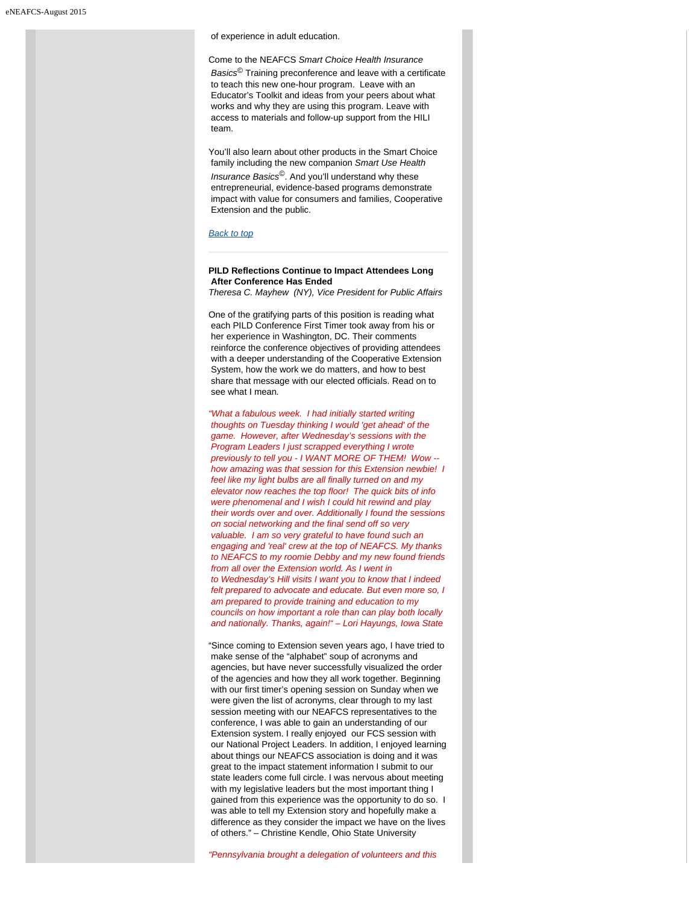of experience in adult education.

Come to the NEAFCS *Smart Choice Health Insurance Basics*© Training preconference and leave with a certificate to teach this new one-hour program. Leave with an Educator's Toolkit and ideas from your peers about what works and why they are using this program. Leave with access to materials and follow-up support from the HILI team.

You'll also learn about other products in the Smart Choice family including the new companion *Smart Use Health Insurance Basics*©. And you'll understand why these entrepreneurial, evidence-based programs demonstrate impact with value for consumers and families, Cooperative Extension and the public.

*Back to top*

---

**PILD Reflections Continue to Impact Attendees Long After Conference Has Ended**
*Theresa C. Mayhew (NY), Vice President for Public Affairs*

One of the gratifying parts of this position is reading what each PILD Conference First Timer took away from his or her experience in Washington, DC. Their comments reinforce the conference objectives of providing attendees with a deeper understanding of the Cooperative Extension System, how the work we do matters, and how to best share that message with our elected officials. Read on to see what I mean.

*"What a fabulous week. I had initially started writing thoughts on Tuesday thinking I would 'get ahead' of the game. However, after Wednesday's sessions with the Program Leaders I just scrapped everything I wrote previously to tell you - I WANT MORE OF THEM! Wow -- how amazing was that session for this Extension newbie! I feel like my light bulbs are all finally turned on and my elevator now reaches the top floor! The quick bits of info were phenomenal and I wish I could hit rewind and play their words over and over. Additionally I found the sessions on social networking and the final send off so very valuable. I am so very grateful to have found such an engaging and 'real' crew at the top of NEAFCS. My thanks to NEAFCS to my roomie Debby and my new found friends from all over the Extension world. As I went in to Wednesday's Hill visits I want you to know that I indeed felt prepared to advocate and educate. But even more so, I am prepared to provide training and education to my councils on how important a role than can play both locally and nationally. Thanks, again!" – Lori Hayungs, Iowa State*

"Since coming to Extension seven years ago, I have tried to make sense of the "alphabet" soup of acronyms and agencies, but have never successfully visualized the order of the agencies and how they all work together. Beginning with our first timer's opening session on Sunday when we were given the list of acronyms, clear through to my last session meeting with our NEAFCS representatives to the conference, I was able to gain an understanding of our Extension system. I really enjoyed our FCS session with our National Project Leaders. In addition, I enjoyed learning about things our NEAFCS association is doing and it was great to the impact statement information I submit to our state leaders come full circle. I was nervous about meeting with my legislative leaders but the most important thing I gained from this experience was the opportunity to do so. I was able to tell my Extension story and hopefully make a difference as they consider the impact we have on the lives of others." – Christine Kendle, Ohio State University

*"Pennsylvania brought a delegation of volunteers and this*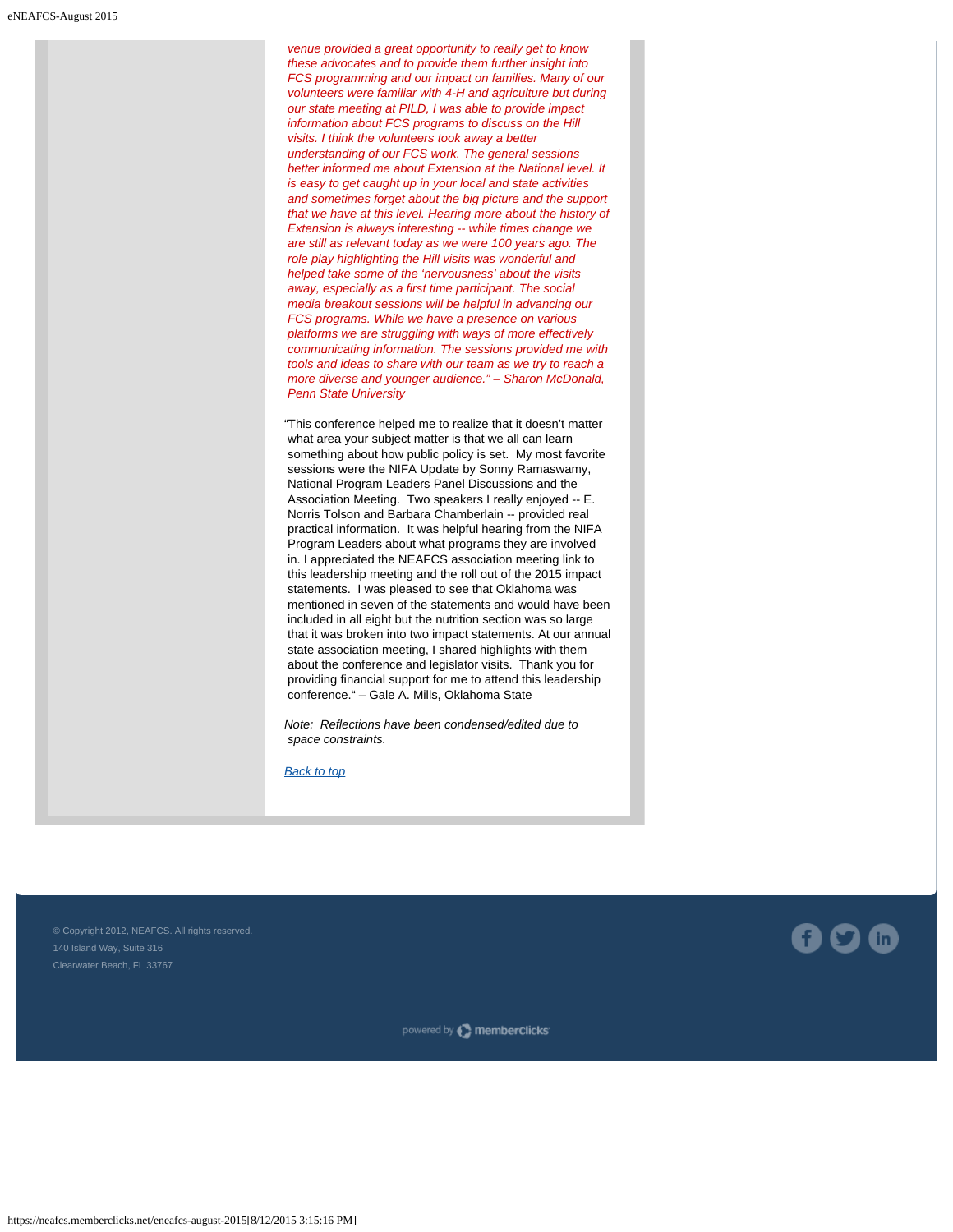*venue provided a great opportunity to really get to know these advocates and to provide them further insight into FCS programming and our impact on families. Many of our volunteers were familiar with 4-H and agriculture but during our state meeting at PILD, I was able to provide impact information about FCS programs to discuss on the Hill visits. I think the volunteers took away a better understanding of our FCS work. The general sessions better informed me about Extension at the National level. It is easy to get caught up in your local and state activities and sometimes forget about the big picture and the support that we have at this level. Hearing more about the history of Extension is always interesting -- while times change we are still as relevant today as we were 100 years ago. The role play highlighting the Hill visits was wonderful and helped take some of the 'nervousness' about the visits away, especially as a first time participant. The social media breakout sessions will be helpful in advancing our FCS programs. While we have a presence on various platforms we are struggling with ways of more effectively communicating information. The sessions provided me with tools and ideas to share with our team as we try to reach a more diverse and younger audience." – Sharon McDonald, Penn State University*

"This conference helped me to realize that it doesn't matter what area your subject matter is that we all can learn something about how public policy is set. My most favorite sessions were the NIFA Update by Sonny Ramaswamy, National Program Leaders Panel Discussions and the Association Meeting. Two speakers I really enjoyed -- E. Norris Tolson and Barbara Chamberlain -- provided real practical information. It was helpful hearing from the NIFA Program Leaders about what programs they are involved in. I appreciated the NEAFCS association meeting link to this leadership meeting and the roll out of the 2015 impact statements. I was pleased to see that Oklahoma was mentioned in seven of the statements and would have been included in all eight but the nutrition section was so large that it was broken into two impact statements. At our annual state association meeting, I shared highlights with them about the conference and legislator visits. Thank you for providing financial support for me to attend this leadership conference." – Gale A. Mills, Oklahoma State

*Note: Reflections have been condensed/edited due to space constraints.*

[Back to top]

© Copyright 2012, NEAFCS. All rights reserved.
140 Island Way, Suite 316
Clearwater Beach, FL 33767

powered by memberclicks